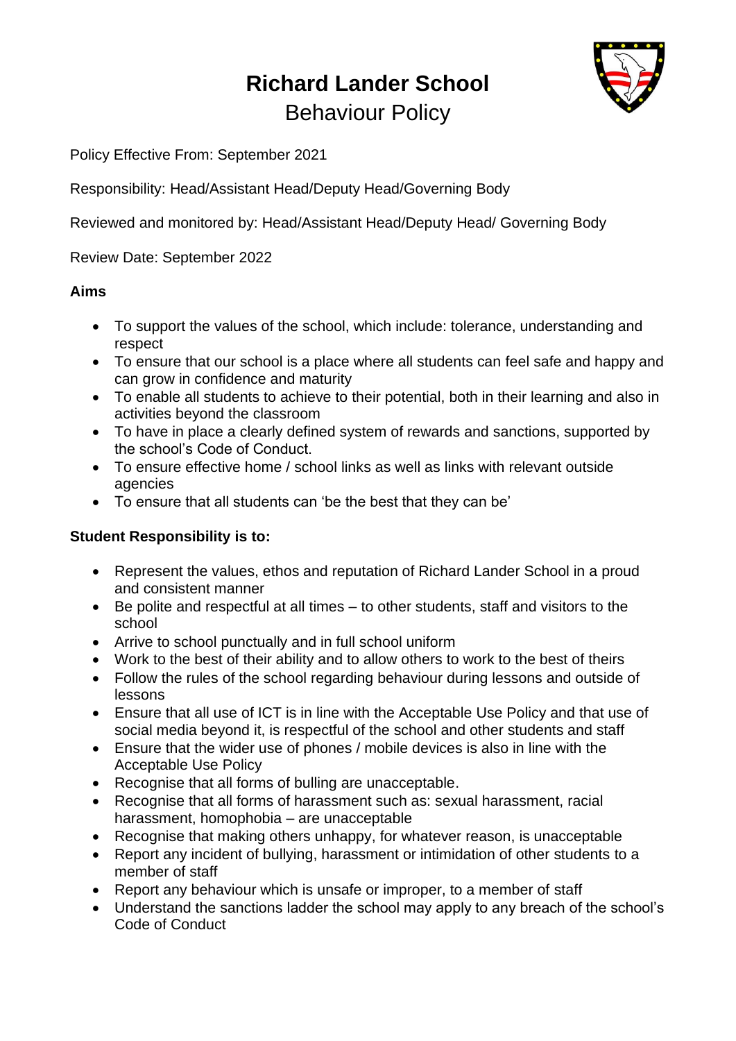# Richard Lander School

## Behaviour Policy

Policy Effective From: September 2021

Responsibility: Head/Assistant Head/Deputy Head/Governing Body

Reviewed and monitored by: Head/Assistant Head/Deputy Head/ Governing Body

Review Date: September 2022

**Aims**

- To support the values of the school, which include: tolerance, understanding and respect
- To ensure that our school is a place where all students can feel safe and happy and can grow in confidence and maturity
- To enable all students to achieve to their potential, both in their learning and also in activities beyond the classroom
- To have in place a clearly defined system of rewards and sanctions, supported by the school's Code of Conduct.
- To ensure effective home / school links as well as links with relevant outside agencies
- To ensure that all students can 'be the best that they can be'

**Student Responsibility is to:**

- Represent the values, ethos and reputation of Richard Lander School in a proud and consistent manner
- Be polite and respectful at all times – to other students, staff and visitors to the school
- Arrive to school punctually and in full school uniform
- Work to the best of their ability and to allow others to work to the best of theirs
- Follow the rules of the school regarding behaviour during lessons and outside of lessons
- Ensure that all use of ICT is in line with the Acceptable Use Policy and that use of social media beyond it, is respectful of the school and other students and staff
- Ensure that the wider use of phones / mobile devices is also in line with the Acceptable Use Policy
- Recognise that all forms of bulling are unacceptable.
- Recognise that all forms of harassment such as: sexual harassment, racial harassment, homophobia – are unacceptable
- Recognise that making others unhappy, for whatever reason, is unacceptable
- Report any incident of bullying, harassment or intimidation of other students to a member of staff
- Report any behaviour which is unsafe or improper, to a member of staff
- Understand the sanctions ladder the school may apply to any breach of the school's Code of Conduct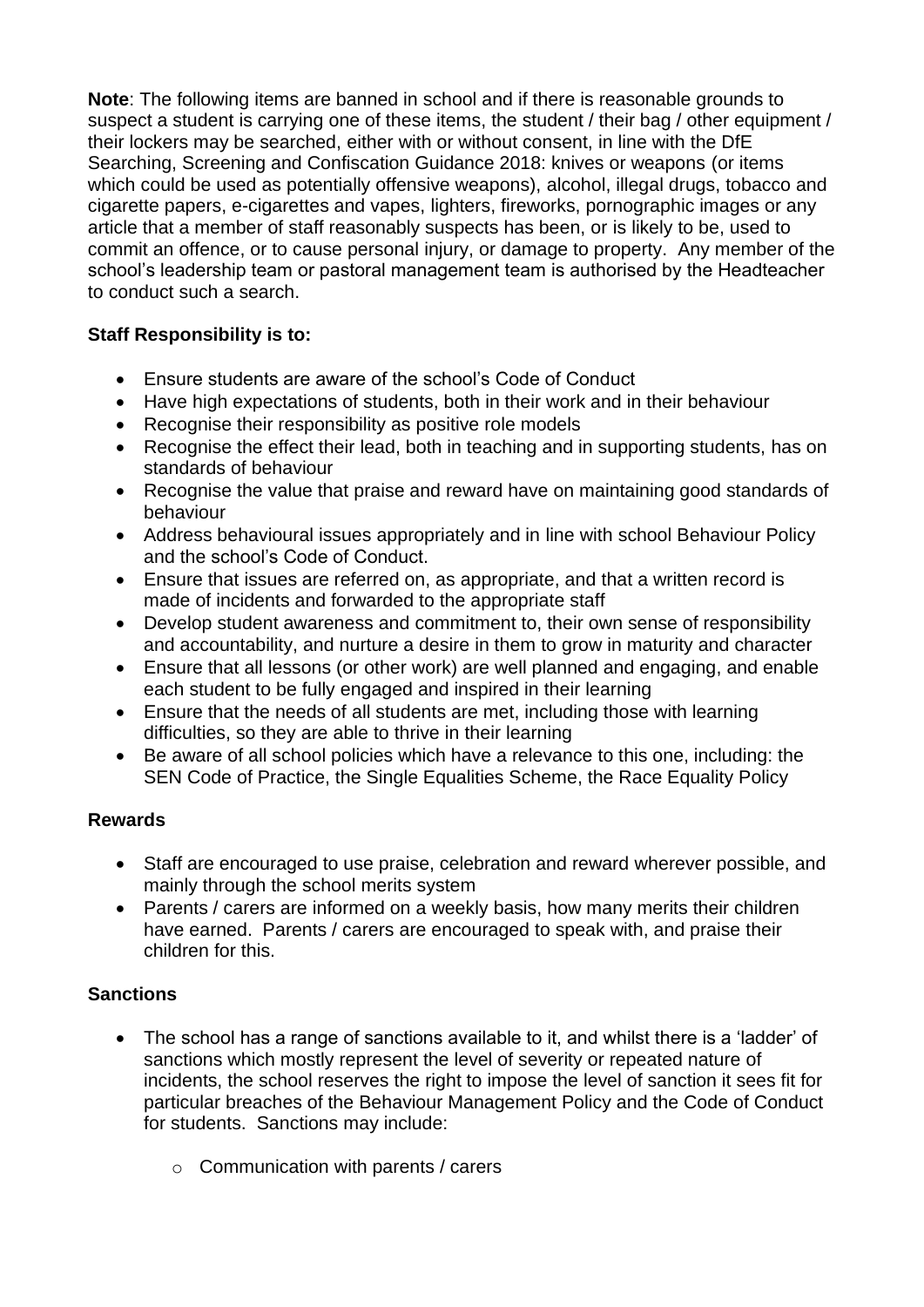**Note**: The following items are banned in school and if there is reasonable grounds to suspect a student is carrying one of these items, the student / their bag / other equipment / their lockers may be searched, either with or without consent, in line with the DfE Searching, Screening and Confiscation Guidance 2018: knives or weapons (or items which could be used as potentially offensive weapons), alcohol, illegal drugs, tobacco and cigarette papers, e-cigarettes and vapes, lighters, fireworks, pornographic images or any article that a member of staff reasonably suspects has been, or is likely to be, used to commit an offence, or to cause personal injury, or damage to property. Any member of the school's leadership team or pastoral management team is authorised by the Headteacher to conduct such a search.

**Staff Responsibility is to:**

- Ensure students are aware of the school's Code of Conduct
- Have high expectations of students, both in their work and in their behaviour
- Recognise their responsibility as positive role models
- Recognise the effect their lead, both in teaching and in supporting students, has on standards of behaviour
- Recognise the value that praise and reward have on maintaining good standards of behaviour
- Address behavioural issues appropriately and in line with school Behaviour Policy and the school's Code of Conduct.
- Ensure that issues are referred on, as appropriate, and that a written record is made of incidents and forwarded to the appropriate staff
- Develop student awareness and commitment to, their own sense of responsibility and accountability, and nurture a desire in them to grow in maturity and character
- Ensure that all lessons (or other work) are well planned and engaging, and enable each student to be fully engaged and inspired in their learning
- Ensure that the needs of all students are met, including those with learning difficulties, so they are able to thrive in their learning
- Be aware of all school policies which have a relevance to this one, including: the SEN Code of Practice, the Single Equalities Scheme, the Race Equality Policy

**Rewards**

- Staff are encouraged to use praise, celebration and reward wherever possible, and mainly through the school merits system
- Parents / carers are informed on a weekly basis, how many merits their children have earned. Parents / carers are encouraged to speak with, and praise their children for this.

**Sanctions**

- The school has a range of sanctions available to it, and whilst there is a 'ladder' of sanctions which mostly represent the level of severity or repeated nature of incidents, the school reserves the right to impose the level of sanction it sees fit for particular breaches of the Behaviour Management Policy and the Code of Conduct for students. Sanctions may include:
    - Communication with parents / carers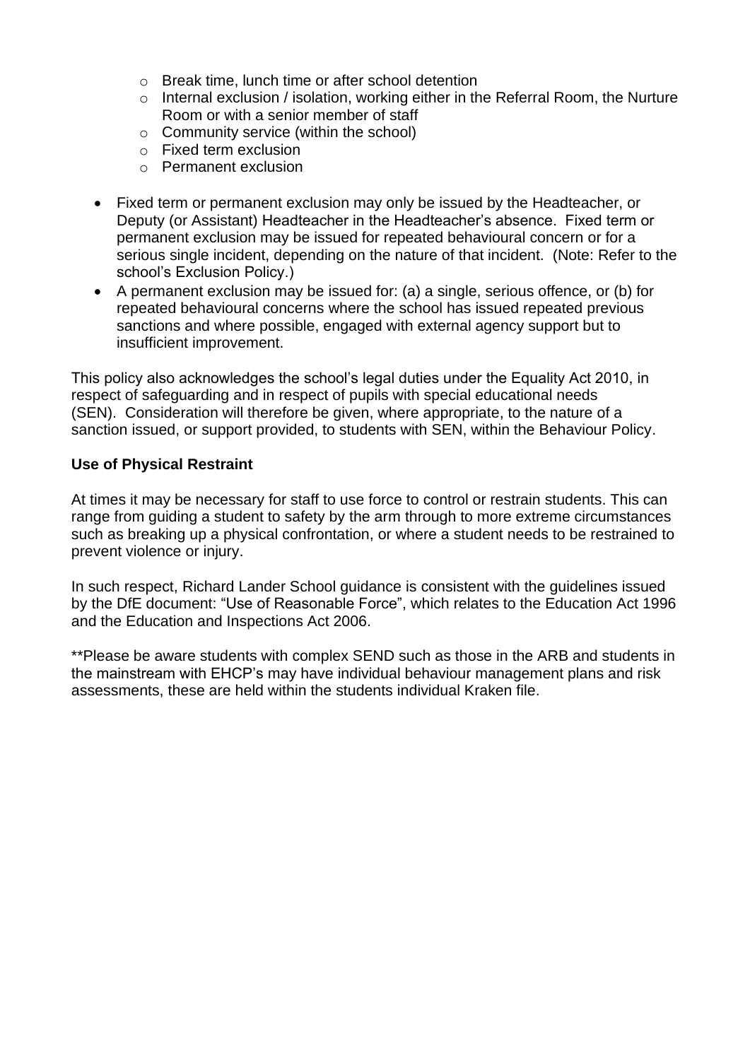- Break time, lunch time or after school detention
  - Internal exclusion / isolation, working either in the Referral Room, the Nurture Room or with a senior member of staff
  - Community service (within the school)
  - Fixed term exclusion
  - Permanent exclusion

- Fixed term or permanent exclusion may only be issued by the Headteacher, or Deputy (or Assistant) Headteacher in the Headteacher's absence. Fixed term or permanent exclusion may be issued for repeated behavioural concern or for a serious single incident, depending on the nature of that incident. (Note: Refer to the school's Exclusion Policy.)
- A permanent exclusion may be issued for: (a) a single, serious offence, or (b) for repeated behavioural concerns where the school has issued repeated previous sanctions and where possible, engaged with external agency support but to insufficient improvement.

This policy also acknowledges the school's legal duties under the Equality Act 2010, in respect of safeguarding and in respect of pupils with special educational needs (SEN). Consideration will therefore be given, where appropriate, to the nature of a sanction issued, or support provided, to students with SEN, within the Behaviour Policy.

**Use of Physical Restraint**

At times it may be necessary for staff to use force to control or restrain students. This can range from guiding a student to safety by the arm through to more extreme circumstances such as breaking up a physical confrontation, or where a student needs to be restrained to prevent violence or injury.

In such respect, Richard Lander School guidance is consistent with the guidelines issued by the DfE document: "Use of Reasonable Force", which relates to the Education Act 1996 and the Education and Inspections Act 2006.

**Please be aware students with complex SEND such as those in the ARB and students in the mainstream with EHCP's may have individual behaviour management plans and risk assessments, these are held within the students individual Kraken file.